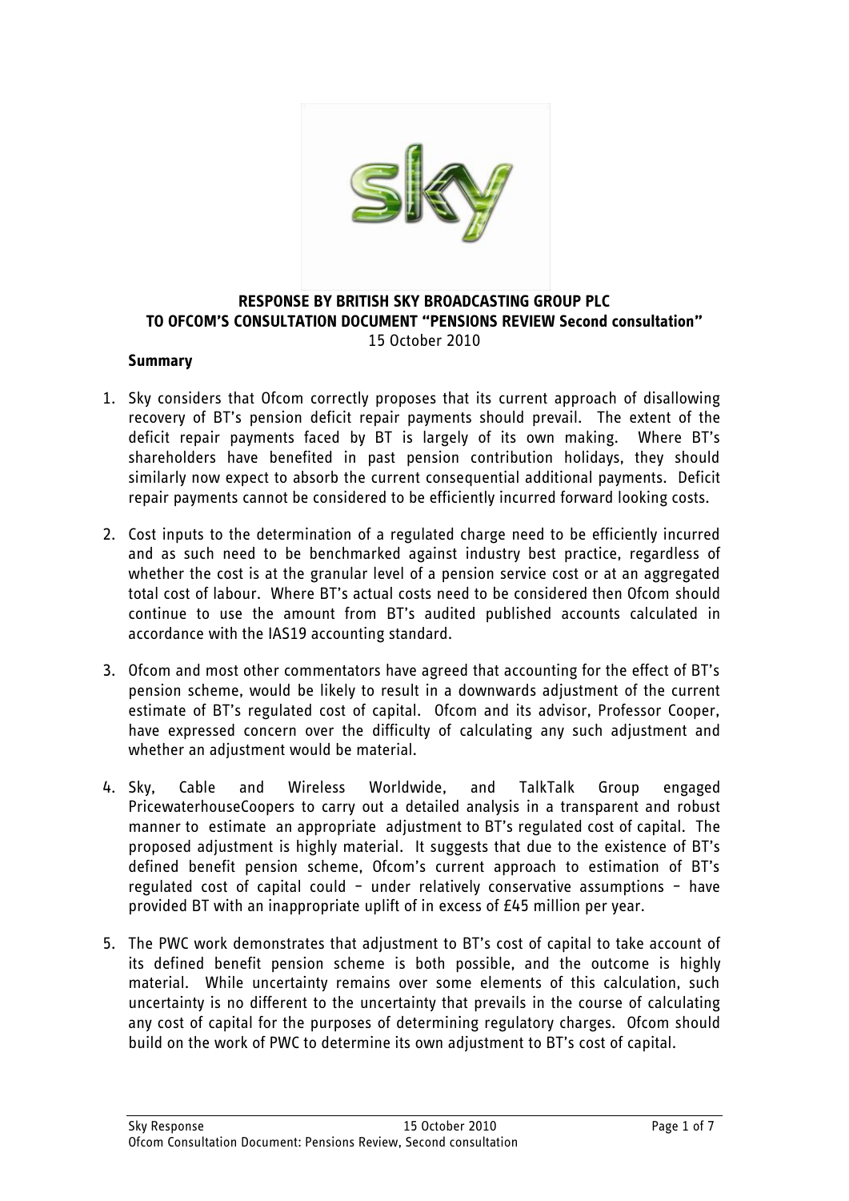**RESPONSE BY BRITISH SKY BROADCASTING GROUP PLC**
**TO OFCOM'S CONSULTATION DOCUMENT "PENSIONS REVIEW Second consultation"**
15 October 2010

**Summary**

1. Sky considers that Ofcom correctly proposes that its current approach of disallowing recovery of BT's pension deficit repair payments should prevail. The extent of the deficit repair payments faced by BT is largely of its own making. Where BT's shareholders have benefited in past pension contribution holidays, they should similarly now expect to absorb the current consequential additional payments. Deficit repair payments cannot be considered to be efficiently incurred forward looking costs.

2. Cost inputs to the determination of a regulated charge need to be efficiently incurred and as such need to be benchmarked against industry best practice, regardless of whether the cost is at the granular level of a pension service cost or at an aggregated total cost of labour. Where BT's actual costs need to be considered then Ofcom should continue to use the amount from BT's audited published accounts calculated in accordance with the IAS19 accounting standard.

3. Ofcom and most other commentators have agreed that accounting for the effect of BT's pension scheme, would be likely to result in a downwards adjustment of the current estimate of BT's regulated cost of capital. Ofcom and its advisor, Professor Cooper, have expressed concern over the difficulty of calculating any such adjustment and whether an adjustment would be material.

4. Sky, Cable and Wireless Worldwide, and TalkTalk Group engaged PricewaterhouseCoopers to carry out a detailed analysis in a transparent and robust manner to estimate an appropriate adjustment to BT's regulated cost of capital. The proposed adjustment is highly material. It suggests that due to the existence of BT's defined benefit pension scheme, Ofcom's current approach to estimation of BT's regulated cost of capital could – under relatively conservative assumptions – have provided BT with an inappropriate uplift of in excess of £45 million per year.

5. The PWC work demonstrates that adjustment to BT's cost of capital to take account of its defined benefit pension scheme is both possible, and the outcome is highly material. While uncertainty remains over some elements of this calculation, such uncertainty is no different to the uncertainty that prevails in the course of calculating any cost of capital for the purposes of determining regulatory charges. Ofcom should build on the work of PWC to determine its own adjustment to BT's cost of capital.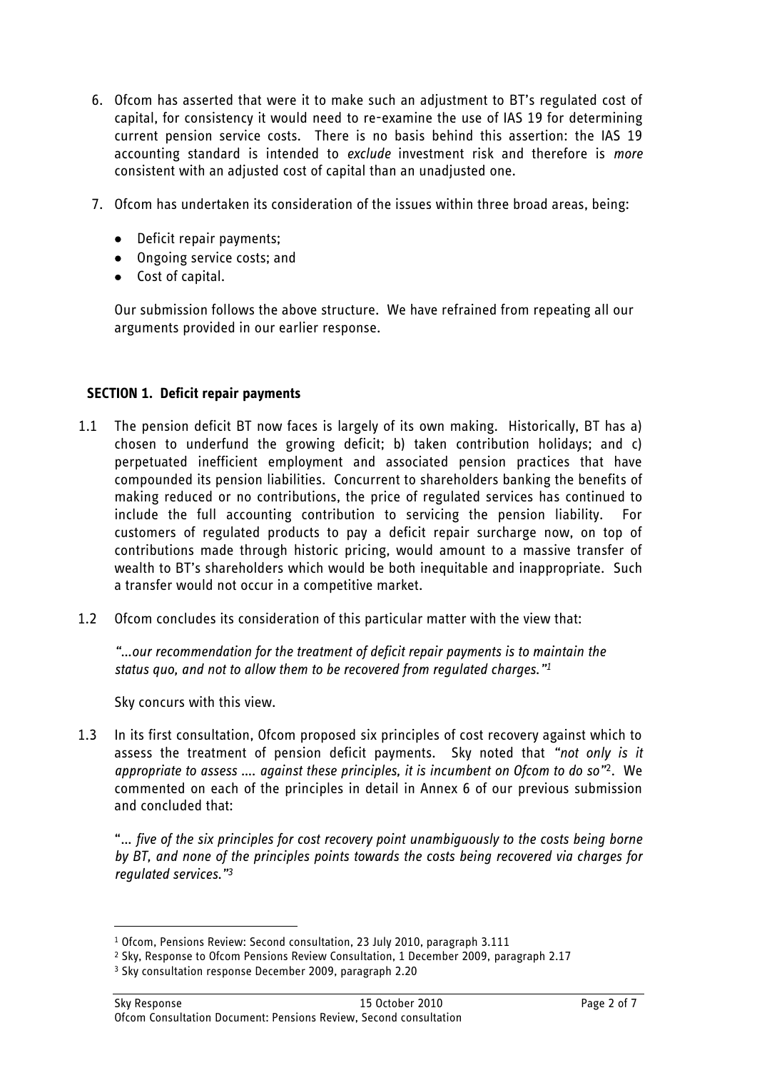6. Ofcom has asserted that were it to make such an adjustment to BT's regulated cost of capital, for consistency it would need to re-examine the use of IAS 19 for determining current pension service costs. There is no basis behind this assertion: the IAS 19 accounting standard is intended to *exclude* investment risk and therefore is *more* consistent with an adjusted cost of capital than an unadjusted one.

7. Ofcom has undertaken its consideration of the issues within three broad areas, being:

   - Deficit repair payments;
   - Ongoing service costs; and
   - Cost of capital.

   Our submission follows the above structure. We have refrained from repeating all our arguments provided in our earlier response.

## SECTION 1. Deficit repair payments

1.1 The pension deficit BT now faces is largely of its own making. Historically, BT has a) chosen to underfund the growing deficit; b) taken contribution holidays; and c) perpetuated inefficient employment and associated pension practices that have compounded its pension liabilities. Concurrent to shareholders banking the benefits of making reduced or no contributions, the price of regulated services has continued to include the full accounting contribution to servicing the pension liability. For customers of regulated products to pay a deficit repair surcharge now, on top of contributions made through historic pricing, would amount to a massive transfer of wealth to BT's shareholders which would be both inequitable and inappropriate. Such a transfer would not occur in a competitive market.

1.2 Ofcom concludes its consideration of this particular matter with the view that:

   *"…our recommendation for the treatment of deficit repair payments is to maintain the status quo, and not to allow them to be recovered from regulated charges."*[1]

   Sky concurs with this view.

1.3 In its first consultation, Ofcom proposed six principles of cost recovery against which to assess the treatment of pension deficit payments. Sky noted that *"not only is it appropriate to assess …. against these principles, it is incumbent on Ofcom to do so"*[2]. We commented on each of the principles in detail in Annex 6 of our previous submission and concluded that:

   "*… five of the six principles for cost recovery point unambiguously to the costs being borne by BT, and none of the principles points towards the costs being recovered via charges for regulated services."*[3]

---

[1] Ofcom, Pensions Review: Second consultation, 23 July 2010, paragraph 3.111

[2] Sky, Response to Ofcom Pensions Review Consultation, 1 December 2009, paragraph 2.17

[3] Sky consultation response December 2009, paragraph 2.20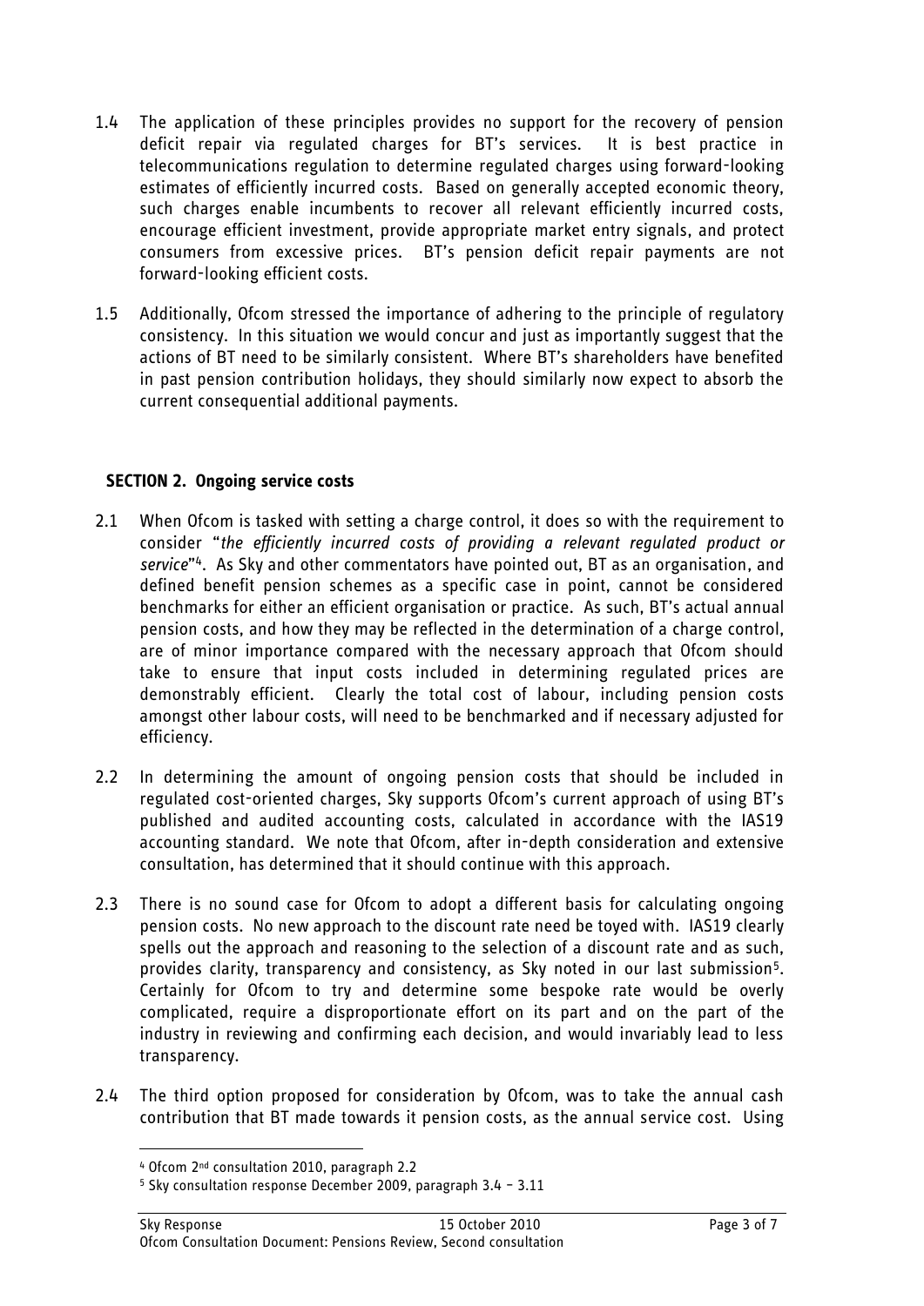1.4 The application of these principles provides no support for the recovery of pension deficit repair via regulated charges for BT's services. It is best practice in telecommunications regulation to determine regulated charges using forward-looking estimates of efficiently incurred costs. Based on generally accepted economic theory, such charges enable incumbents to recover all relevant efficiently incurred costs, encourage efficient investment, provide appropriate market entry signals, and protect consumers from excessive prices. BT's pension deficit repair payments are not forward-looking efficient costs.

1.5 Additionally, Ofcom stressed the importance of adhering to the principle of regulatory consistency. In this situation we would concur and just as importantly suggest that the actions of BT need to be similarly consistent. Where BT's shareholders have benefited in past pension contribution holidays, they should similarly now expect to absorb the current consequential additional payments.

## SECTION 2. Ongoing service costs

2.1 When Ofcom is tasked with setting a charge control, it does so with the requirement to consider "*the efficiently incurred costs of providing a relevant regulated product or service*"[4]. As Sky and other commentators have pointed out, BT as an organisation, and defined benefit pension schemes as a specific case in point, cannot be considered benchmarks for either an efficient organisation or practice. As such, BT's actual annual pension costs, and how they may be reflected in the determination of a charge control, are of minor importance compared with the necessary approach that Ofcom should take to ensure that input costs included in determining regulated prices are demonstrably efficient. Clearly the total cost of labour, including pension costs amongst other labour costs, will need to be benchmarked and if necessary adjusted for efficiency.

2.2 In determining the amount of ongoing pension costs that should be included in regulated cost-oriented charges, Sky supports Ofcom's current approach of using BT's published and audited accounting costs, calculated in accordance with the IAS19 accounting standard. We note that Ofcom, after in-depth consideration and extensive consultation, has determined that it should continue with this approach.

2.3 There is no sound case for Ofcom to adopt a different basis for calculating ongoing pension costs. No new approach to the discount rate need be toyed with. IAS19 clearly spells out the approach and reasoning to the selection of a discount rate and as such, provides clarity, transparency and consistency, as Sky noted in our last submission[5]. Certainly for Ofcom to try and determine some bespoke rate would be overly complicated, require a disproportionate effort on its part and on the part of the industry in reviewing and confirming each decision, and would invariably lead to less transparency.

2.4 The third option proposed for consideration by Ofcom, was to take the annual cash contribution that BT made towards it pension costs, as the annual service cost. Using

---

[4] Ofcom 2nd consultation 2010, paragraph 2.2

[5] Sky consultation response December 2009, paragraph 3.4 – 3.11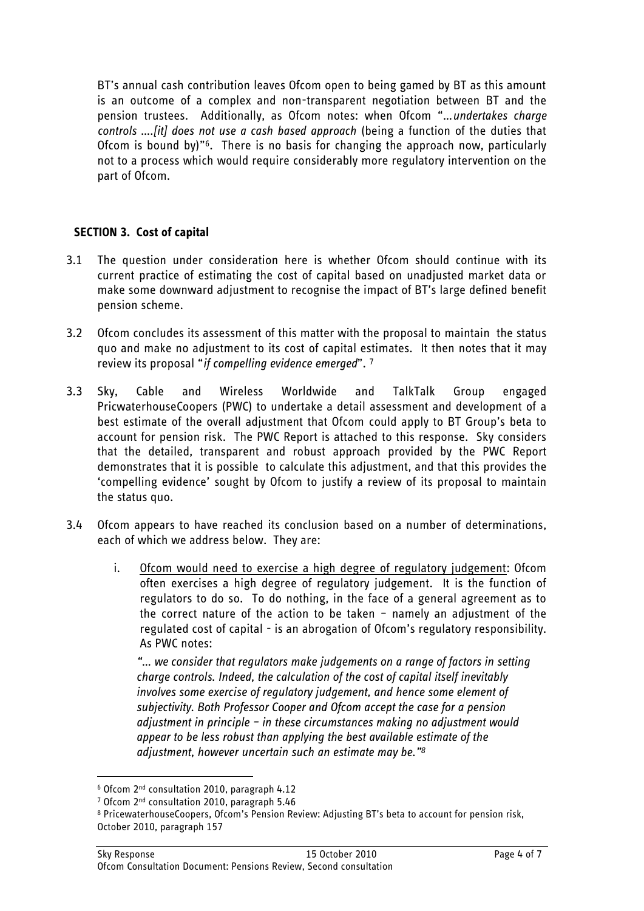BT's annual cash contribution leaves Ofcom open to being gamed by BT as this amount is an outcome of a complex and non-transparent negotiation between BT and the pension trustees. Additionally, as Ofcom notes: when Ofcom "…*undertakes charge controls ….[it] does not use a cash based approach* (being a function of the duties that Ofcom is bound by)"[6]. There is no basis for changing the approach now, particularly not to a process which would require considerably more regulatory intervention on the part of Ofcom.

## SECTION 3. Cost of capital

3.1 The question under consideration here is whether Ofcom should continue with its current practice of estimating the cost of capital based on unadjusted market data or make some downward adjustment to recognise the impact of BT's large defined benefit pension scheme.

3.2 Ofcom concludes its assessment of this matter with the proposal to maintain the status quo and make no adjustment to its cost of capital estimates. It then notes that it may review its proposal "*if compelling evidence emerged*". [7]

3.3 Sky, Cable and Wireless Worldwide and TalkTalk Group engaged PricwaterhouseCoopers (PWC) to undertake a detail assessment and development of a best estimate of the overall adjustment that Ofcom could apply to BT Group's beta to account for pension risk. The PWC Report is attached to this response. Sky considers that the detailed, transparent and robust approach provided by the PWC Report demonstrates that it is possible to calculate this adjustment, and that this provides the 'compelling evidence' sought by Ofcom to justify a review of its proposal to maintain the status quo.

3.4 Ofcom appears to have reached its conclusion based on a number of determinations, each of which we address below. They are:

   i. Ofcom would need to exercise a high degree of regulatory judgement: Ofcom often exercises a high degree of regulatory judgement. It is the function of regulators to do so. To do nothing, in the face of a general agreement as to the correct nature of the action to be taken – namely an adjustment of the regulated cost of capital - is an abrogation of Ofcom's regulatory responsibility. As PWC notes:

   *"… we consider that regulators make judgements on a range of factors in setting charge controls. Indeed, the calculation of the cost of capital itself inevitably involves some exercise of regulatory judgement, and hence some element of subjectivity. Both Professor Cooper and Ofcom accept the case for a pension adjustment in principle – in these circumstances making no adjustment would appear to be less robust than applying the best available estimate of the adjustment, however uncertain such an estimate may be."[8]*

---

[6] Ofcom 2nd consultation 2010, paragraph 4.12

[7] Ofcom 2nd consultation 2010, paragraph 5.46

[8] PricewaterhouseCoopers, Ofcom's Pension Review: Adjusting BT's beta to account for pension risk, October 2010, paragraph 157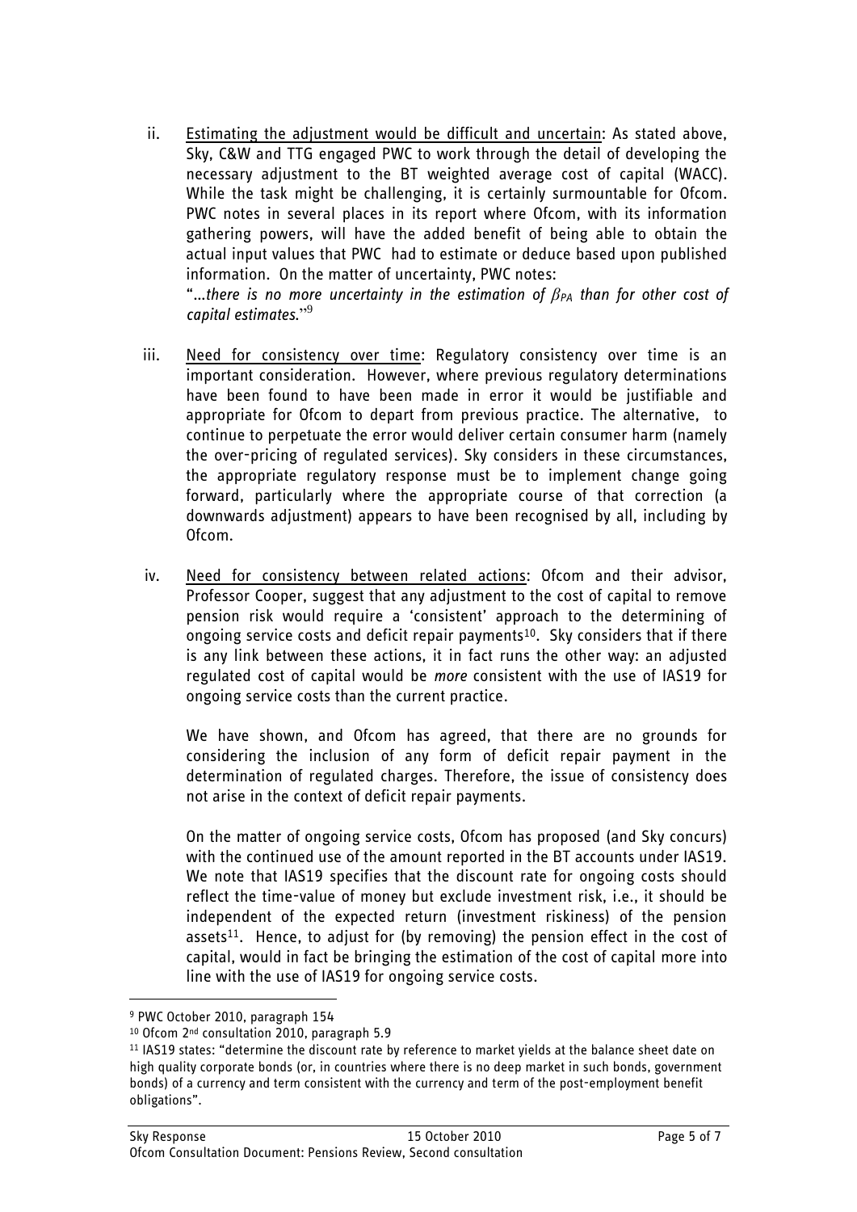ii. Estimating the adjustment would be difficult and uncertain: As stated above, Sky, C&W and TTG engaged PWC to work through the detail of developing the necessary adjustment to the BT weighted average cost of capital (WACC). While the task might be challenging, it is certainly surmountable for Ofcom. PWC notes in several places in its report where Ofcom, with its information gathering powers, will have the added benefit of being able to obtain the actual input values that PWC had to estimate or deduce based upon published information. On the matter of uncertainty, PWC notes:

   "*...there is no more uncertainty in the estimation of $\beta_{PA}$ than for other cost of capital estimates.*"[9]

iii. Need for consistency over time: Regulatory consistency over time is an important consideration. However, where previous regulatory determinations have been found to have been made in error it would be justifiable and appropriate for Ofcom to depart from previous practice. The alternative, to continue to perpetuate the error would deliver certain consumer harm (namely the over-pricing of regulated services). Sky considers in these circumstances, the appropriate regulatory response must be to implement change going forward, particularly where the appropriate course of that correction (a downwards adjustment) appears to have been recognised by all, including by Ofcom.

iv. Need for consistency between related actions: Ofcom and their advisor, Professor Cooper, suggest that any adjustment to the cost of capital to remove pension risk would require a 'consistent' approach to the determining of ongoing service costs and deficit repair payments[10]. Sky considers that if there is any link between these actions, it in fact runs the other way: an adjusted regulated cost of capital would be *more* consistent with the use of IAS19 for ongoing service costs than the current practice.

   We have shown, and Ofcom has agreed, that there are no grounds for considering the inclusion of any form of deficit repair payment in the determination of regulated charges. Therefore, the issue of consistency does not arise in the context of deficit repair payments.

   On the matter of ongoing service costs, Ofcom has proposed (and Sky concurs) with the continued use of the amount reported in the BT accounts under IAS19. We note that IAS19 specifies that the discount rate for ongoing costs should reflect the time-value of money but exclude investment risk, i.e., it should be independent of the expected return (investment riskiness) of the pension assets[11]. Hence, to adjust for (by removing) the pension effect in the cost of capital, would in fact be bringing the estimation of the cost of capital more into line with the use of IAS19 for ongoing service costs.

---

[9] PWC October 2010, paragraph 154

[10] Ofcom 2nd consultation 2010, paragraph 5.9

[11] IAS19 states: "determine the discount rate by reference to market yields at the balance sheet date on high quality corporate bonds (or, in countries where there is no deep market in such bonds, government bonds) of a currency and term consistent with the currency and term of the post-employment benefit obligations".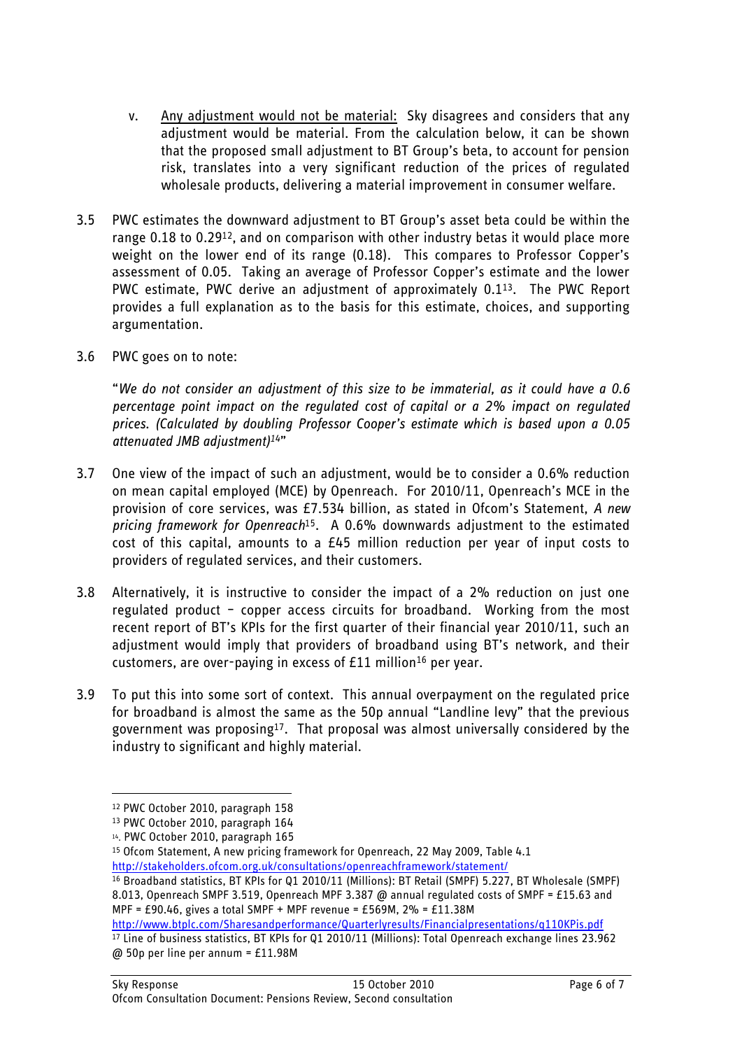v. <u>Any adjustment would not be material:</u> Sky disagrees and considers that any adjustment would be material. From the calculation below, it can be shown that the proposed small adjustment to BT Group's beta, to account for pension risk, translates into a very significant reduction of the prices of regulated wholesale products, delivering a material improvement in consumer welfare.

3.5 PWC estimates the downward adjustment to BT Group's asset beta could be within the range 0.18 to 0.29[12], and on comparison with other industry betas it would place more weight on the lower end of its range (0.18). This compares to Professor Copper's assessment of 0.05. Taking an average of Professor Copper's estimate and the lower PWC estimate, PWC derive an adjustment of approximately 0.1[13]. The PWC Report provides a full explanation as to the basis for this estimate, choices, and supporting argumentation.

3.6 PWC goes on to note:

"*We do not consider an adjustment of this size to be immaterial, as it could have a 0.6 percentage point impact on the regulated cost of capital or a 2% impact on regulated prices. (Calculated by doubling Professor Cooper's estimate which is based upon a 0.05 attenuated JMB adjustment)*[14]"

3.7 One view of the impact of such an adjustment, would be to consider a 0.6% reduction on mean capital employed (MCE) by Openreach. For 2010/11, Openreach's MCE in the provision of core services, was £7.534 billion, as stated in Ofcom's Statement, *A new pricing framework for Openreach*[15]. A 0.6% downwards adjustment to the estimated cost of this capital, amounts to a £45 million reduction per year of input costs to providers of regulated services, and their customers.

3.8 Alternatively, it is instructive to consider the impact of a 2% reduction on just one regulated product – copper access circuits for broadband. Working from the most recent report of BT's KPIs for the first quarter of their financial year 2010/11, such an adjustment would imply that providers of broadband using BT's network, and their customers, are over-paying in excess of £11 million[16] per year.

3.9 To put this into some sort of context. This annual overpayment on the regulated price for broadband is almost the same as the 50p annual "Landline levy" that the previous government was proposing[17]. That proposal was almost universally considered by the industry to significant and highly material.

---

[12] PWC October 2010, paragraph 158

[13] PWC October 2010, paragraph 164

[14]. PWC October 2010, paragraph 165

[15] Ofcom Statement, A new pricing framework for Openreach, 22 May 2009, Table 4.1 http://stakeholders.ofcom.org.uk/consultations/openreachframework/statement/

[16] Broadband statistics, BT KPIs for Q1 2010/11 (Millions): BT Retail (SMPF) 5.227, BT Wholesale (SMPF) 8.013, Openreach SMPF 3.519, Openreach MPF 3.387 @ annual regulated costs of SMPF = £15.63 and MPF = £90.46, gives a total SMPF + MPF revenue = £569M, 2% = £11.38M http://www.btplc.com/Sharesandperformance/Quarterlyresults/Financialpresentations/q110KPis.pdf

[17] Line of business statistics, BT KPIs for Q1 2010/11 (Millions): Total Openreach exchange lines 23.962 @ 50p per line per annum = £11.98M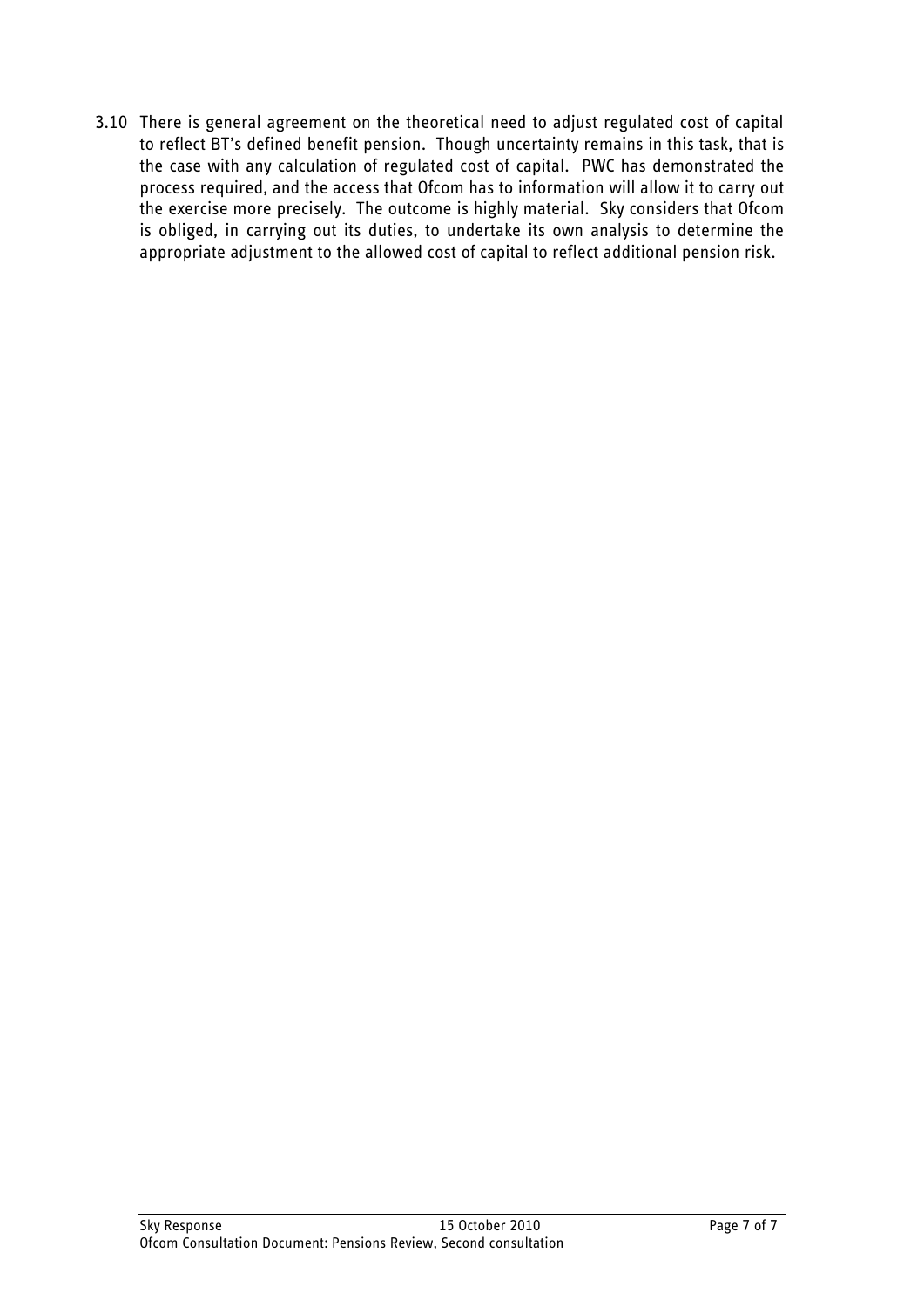3.10 There is general agreement on the theoretical need to adjust regulated cost of capital to reflect BT's defined benefit pension. Though uncertainty remains in this task, that is the case with any calculation of regulated cost of capital. PWC has demonstrated the process required, and the access that Ofcom has to information will allow it to carry out the exercise more precisely. The outcome is highly material. Sky considers that Ofcom is obliged, in carrying out its duties, to undertake its own analysis to determine the appropriate adjustment to the allowed cost of capital to reflect additional pension risk.